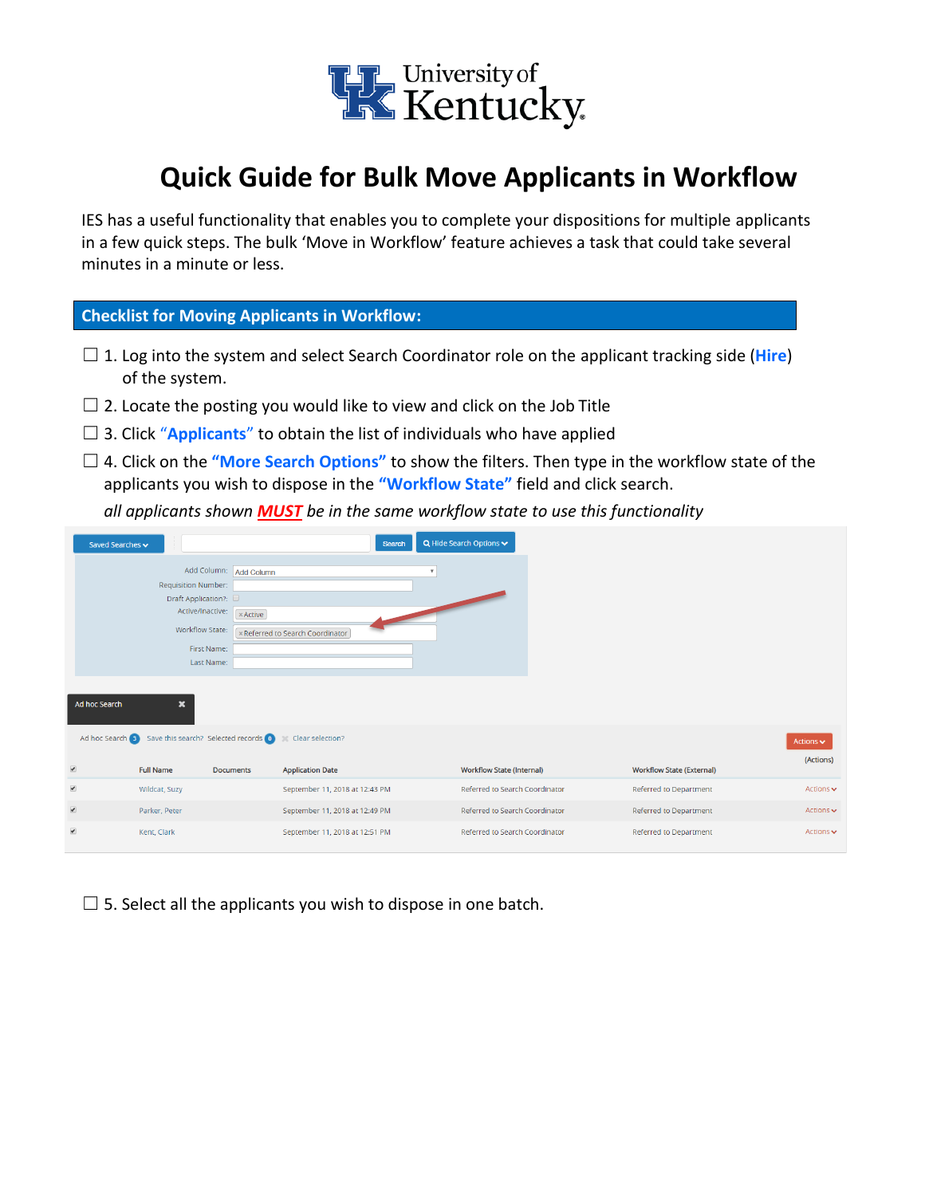# Quick Guide for Bulk Move Applicants in Workflow

IES has a useful functionality that enables you to complete your dispositions for multiple applicants in a few quick steps. The bulk 'Move in Workflow' feature achieves a task that could take several minutes in a minute or less.

## Checklist for Moving Applicants in Workflow:

☐ 1. Log into the system and select Search Coordinator role on the applicant tracking side (**Hire**) of the system.

☐ 2. Locate the posting you would like to view and click on the Job Title

☐ 3. Click **"Applicants"** to obtain the list of individuals who have applied

☐ 4. Click on the **"More Search Options"** to show the filters. Then type in the workflow state of the applicants you wish to dispose in the **"Workflow State"** field and click search.

*all applicants shown **MUST** be in the same workflow state to use this functionality*

☐ 5. Select all the applicants you wish to dispose in one batch.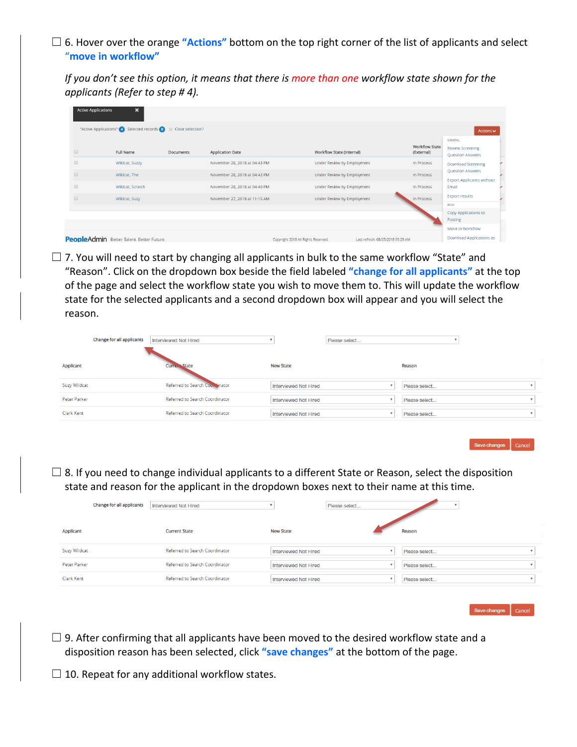☐ 6. Hover over the orange **"Actions"** bottom on the top right corner of the list of applicants and select **"move in workflow"**

*If you don't see this option, it means that there is more than one workflow state shown for the applicants (Refer to step # 4).*

☐ 7. You will need to start by changing all applicants in bulk to the same workflow "State" and "Reason". Click on the dropdown box beside the field labeled **"change for all applicants"** at the top of the page and select the workflow state you wish to move them to. This will update the workflow state for the selected applicants and a second dropdown box will appear and you will select the reason.

☐ 8. If you need to change individual applicants to a different State or Reason, select the disposition state and reason for the applicant in the dropdown boxes next to their name at this time.

☐ 9. After confirming that all applicants have been moved to the desired workflow state and a disposition reason has been selected, click **"save changes"** at the bottom of the page.

☐ 10. Repeat for any additional workflow states.